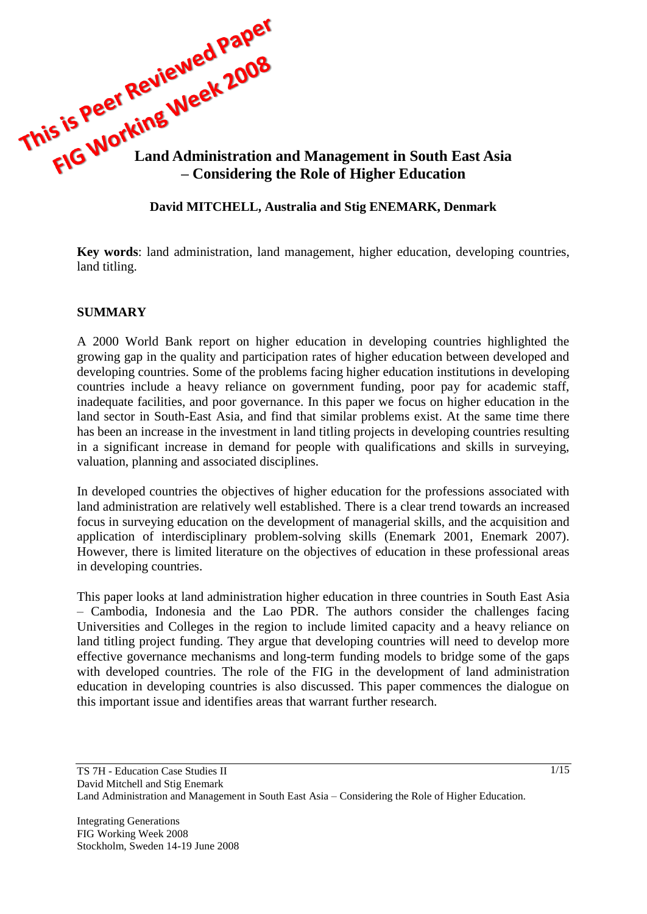This is Peer Reviewed Paper
FIG Working Week 2008

# Land Administration and Management in South East Asia – Considering the Role of Higher Education

**David MITCHELL, Australia and Stig ENEMARK, Denmark**

**Key words**: land administration, land management, higher education, developing countries, land titling.

## SUMMARY

A 2000 World Bank report on higher education in developing countries highlighted the growing gap in the quality and participation rates of higher education between developed and developing countries. Some of the problems facing higher education institutions in developing countries include a heavy reliance on government funding, poor pay for academic staff, inadequate facilities, and poor governance. In this paper we focus on higher education in the land sector in South-East Asia, and find that similar problems exist. At the same time there has been an increase in the investment in land titling projects in developing countries resulting in a significant increase in demand for people with qualifications and skills in surveying, valuation, planning and associated disciplines.

In developed countries the objectives of higher education for the professions associated with land administration are relatively well established. There is a clear trend towards an increased focus in surveying education on the development of managerial skills, and the acquisition and application of interdisciplinary problem-solving skills (Enemark 2001, Enemark 2007). However, there is limited literature on the objectives of education in these professional areas in developing countries.

This paper looks at land administration higher education in three countries in South East Asia – Cambodia, Indonesia and the Lao PDR. The authors consider the challenges facing Universities and Colleges in the region to include limited capacity and a heavy reliance on land titling project funding. They argue that developing countries will need to develop more effective governance mechanisms and long-term funding models to bridge some of the gaps with developed countries. The role of the FIG in the development of land administration education in developing countries is also discussed. This paper commences the dialogue on this important issue and identifies areas that warrant further research.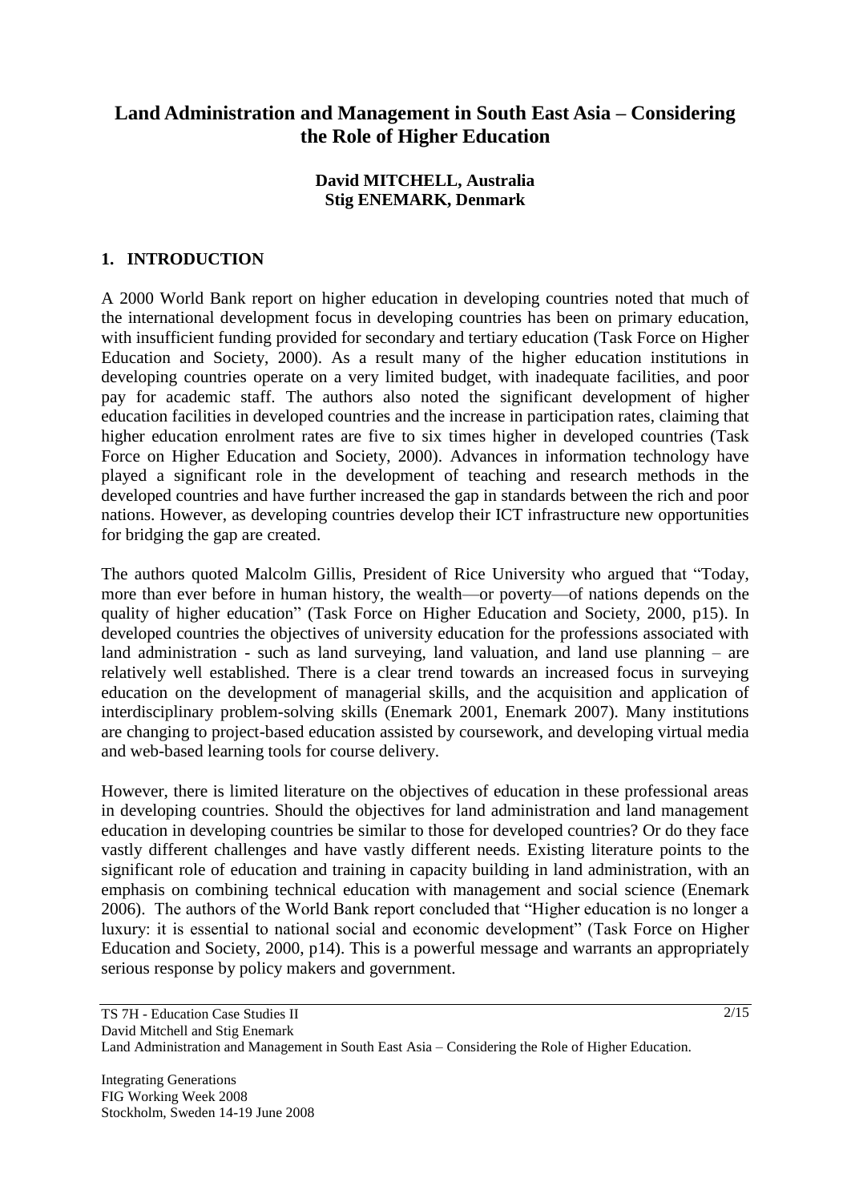# Land Administration and Management in South East Asia – Considering the Role of Higher Education

**David MITCHELL, Australia**
**Stig ENEMARK, Denmark**

## 1. INTRODUCTION

A 2000 World Bank report on higher education in developing countries noted that much of the international development focus in developing countries has been on primary education, with insufficient funding provided for secondary and tertiary education (Task Force on Higher Education and Society, 2000). As a result many of the higher education institutions in developing countries operate on a very limited budget, with inadequate facilities, and poor pay for academic staff. The authors also noted the significant development of higher education facilities in developed countries and the increase in participation rates, claiming that higher education enrolment rates are five to six times higher in developed countries (Task Force on Higher Education and Society, 2000). Advances in information technology have played a significant role in the development of teaching and research methods in the developed countries and have further increased the gap in standards between the rich and poor nations. However, as developing countries develop their ICT infrastructure new opportunities for bridging the gap are created.

The authors quoted Malcolm Gillis, President of Rice University who argued that "Today, more than ever before in human history, the wealth—or poverty—of nations depends on the quality of higher education" (Task Force on Higher Education and Society, 2000, p15). In developed countries the objectives of university education for the professions associated with land administration - such as land surveying, land valuation, and land use planning – are relatively well established. There is a clear trend towards an increased focus in surveying education on the development of managerial skills, and the acquisition and application of interdisciplinary problem-solving skills (Enemark 2001, Enemark 2007). Many institutions are changing to project-based education assisted by coursework, and developing virtual media and web-based learning tools for course delivery.

However, there is limited literature on the objectives of education in these professional areas in developing countries. Should the objectives for land administration and land management education in developing countries be similar to those for developed countries? Or do they face vastly different challenges and have vastly different needs. Existing literature points to the significant role of education and training in capacity building in land administration, with an emphasis on combining technical education with management and social science (Enemark 2006). The authors of the World Bank report concluded that "Higher education is no longer a luxury: it is essential to national social and economic development" (Task Force on Higher Education and Society, 2000, p14). This is a powerful message and warrants an appropriately serious response by policy makers and government.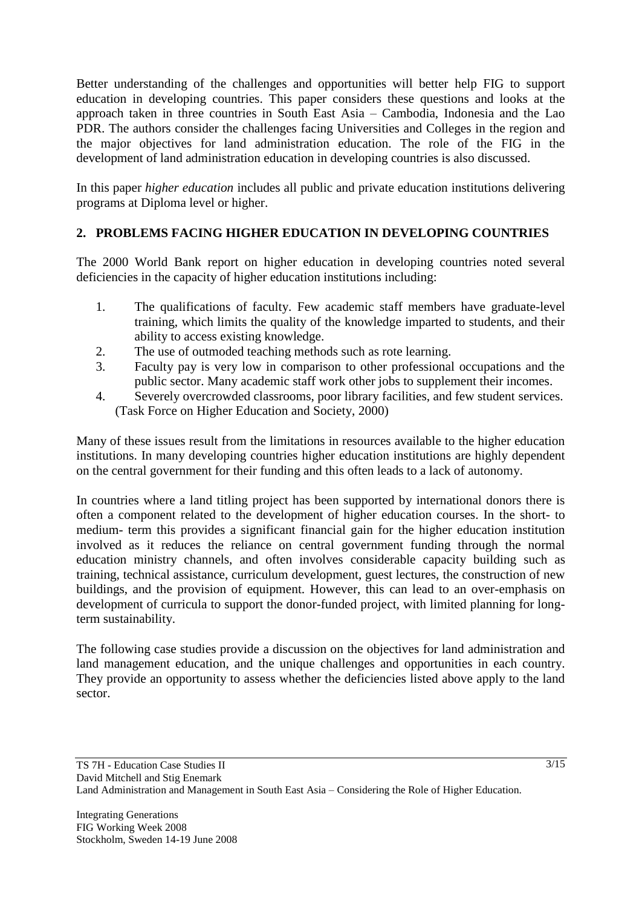Better understanding of the challenges and opportunities will better help FIG to support education in developing countries. This paper considers these questions and looks at the approach taken in three countries in South East Asia – Cambodia, Indonesia and the Lao PDR. The authors consider the challenges facing Universities and Colleges in the region and the major objectives for land administration education. The role of the FIG in the development of land administration education in developing countries is also discussed.

In this paper *higher education* includes all public and private education institutions delivering programs at Diploma level or higher.

## 2. PROBLEMS FACING HIGHER EDUCATION IN DEVELOPING COUNTRIES

The 2000 World Bank report on higher education in developing countries noted several deficiencies in the capacity of higher education institutions including:

1. The qualifications of faculty. Few academic staff members have graduate-level training, which limits the quality of the knowledge imparted to students, and their ability to access existing knowledge.
2. The use of outmoded teaching methods such as rote learning.
3. Faculty pay is very low in comparison to other professional occupations and the public sector. Many academic staff work other jobs to supplement their incomes.
4. Severely overcrowded classrooms, poor library facilities, and few student services.

(Task Force on Higher Education and Society, 2000)

Many of these issues result from the limitations in resources available to the higher education institutions. In many developing countries higher education institutions are highly dependent on the central government for their funding and this often leads to a lack of autonomy.

In countries where a land titling project has been supported by international donors there is often a component related to the development of higher education courses. In the short- to medium- term this provides a significant financial gain for the higher education institution involved as it reduces the reliance on central government funding through the normal education ministry channels, and often involves considerable capacity building such as training, technical assistance, curriculum development, guest lectures, the construction of new buildings, and the provision of equipment. However, this can lead to an over-emphasis on development of curricula to support the donor-funded project, with limited planning for long-term sustainability.

The following case studies provide a discussion on the objectives for land administration and land management education, and the unique challenges and opportunities in each country. They provide an opportunity to assess whether the deficiencies listed above apply to the land sector.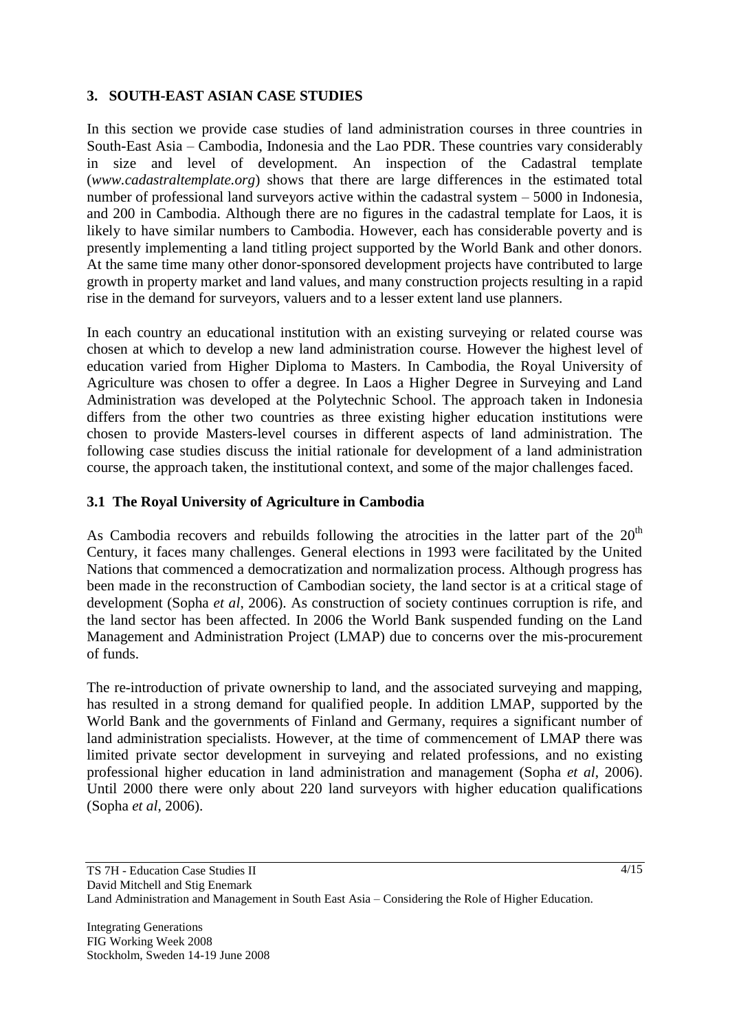## 3. SOUTH-EAST ASIAN CASE STUDIES

In this section we provide case studies of land administration courses in three countries in South-East Asia – Cambodia, Indonesia and the Lao PDR. These countries vary considerably in size and level of development. An inspection of the Cadastral template (*www.cadastraltemplate.org*) shows that there are large differences in the estimated total number of professional land surveyors active within the cadastral system – 5000 in Indonesia, and 200 in Cambodia. Although there are no figures in the cadastral template for Laos, it is likely to have similar numbers to Cambodia. However, each has considerable poverty and is presently implementing a land titling project supported by the World Bank and other donors. At the same time many other donor-sponsored development projects have contributed to large growth in property market and land values, and many construction projects resulting in a rapid rise in the demand for surveyors, valuers and to a lesser extent land use planners.

In each country an educational institution with an existing surveying or related course was chosen at which to develop a new land administration course. However the highest level of education varied from Higher Diploma to Masters. In Cambodia, the Royal University of Agriculture was chosen to offer a degree. In Laos a Higher Degree in Surveying and Land Administration was developed at the Polytechnic School. The approach taken in Indonesia differs from the other two countries as three existing higher education institutions were chosen to provide Masters-level courses in different aspects of land administration. The following case studies discuss the initial rationale for development of a land administration course, the approach taken, the institutional context, and some of the major challenges faced.

### 3.1 The Royal University of Agriculture in Cambodia

As Cambodia recovers and rebuilds following the atrocities in the latter part of the 20th Century, it faces many challenges. General elections in 1993 were facilitated by the United Nations that commenced a democratization and normalization process. Although progress has been made in the reconstruction of Cambodian society, the land sector is at a critical stage of development (Sopha *et al*, 2006). As construction of society continues corruption is rife, and the land sector has been affected. In 2006 the World Bank suspended funding on the Land Management and Administration Project (LMAP) due to concerns over the mis-procurement of funds.

The re-introduction of private ownership to land, and the associated surveying and mapping, has resulted in a strong demand for qualified people. In addition LMAP, supported by the World Bank and the governments of Finland and Germany, requires a significant number of land administration specialists. However, at the time of commencement of LMAP there was limited private sector development in surveying and related professions, and no existing professional higher education in land administration and management (Sopha *et al*, 2006). Until 2000 there were only about 220 land surveyors with higher education qualifications (Sopha *et al*, 2006).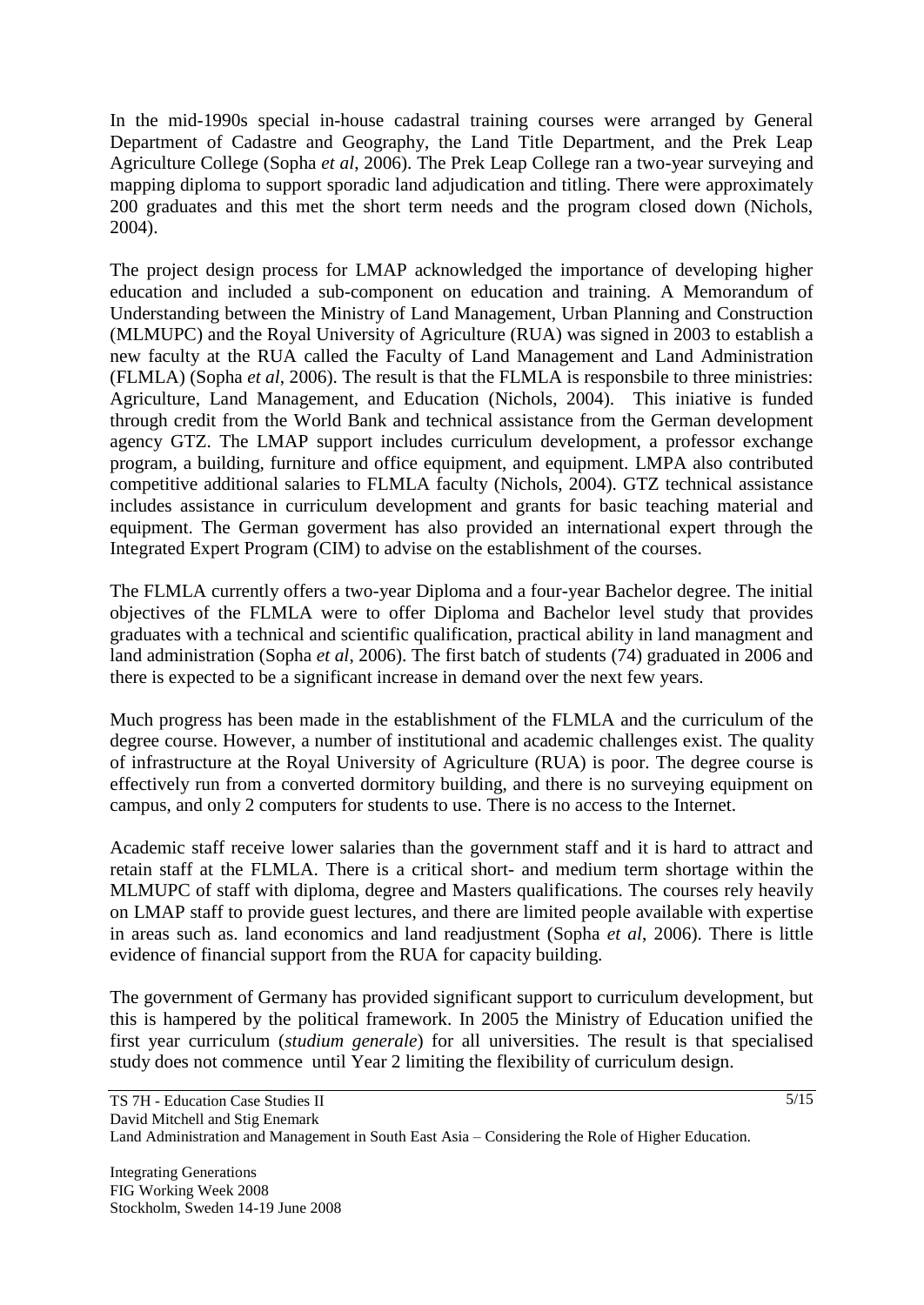In the mid-1990s special in-house cadastral training courses were arranged by General Department of Cadastre and Geography, the Land Title Department, and the Prek Leap Agriculture College (Sopha *et al*, 2006). The Prek Leap College ran a two-year surveying and mapping diploma to support sporadic land adjudication and titling. There were approximately 200 graduates and this met the short term needs and the program closed down (Nichols, 2004).

The project design process for LMAP acknowledged the importance of developing higher education and included a sub-component on education and training. A Memorandum of Understanding between the Ministry of Land Management, Urban Planning and Construction (MLMUPC) and the Royal University of Agriculture (RUA) was signed in 2003 to establish a new faculty at the RUA called the Faculty of Land Management and Land Administration (FLMLA) (Sopha *et al*, 2006). The result is that the FLMLA is responsbile to three ministries: Agriculture, Land Management, and Education (Nichols, 2004). This iniative is funded through credit from the World Bank and technical assistance from the German development agency GTZ. The LMAP support includes curriculum development, a professor exchange program, a building, furniture and office equipment, and equipment. LMPA also contributed competitive additional salaries to FLMLA faculty (Nichols, 2004). GTZ technical assistance includes assistance in curriculum development and grants for basic teaching material and equipment. The German goverment has also provided an international expert through the Integrated Expert Program (CIM) to advise on the establishment of the courses.

The FLMLA currently offers a two-year Diploma and a four-year Bachelor degree. The initial objectives of the FLMLA were to offer Diploma and Bachelor level study that provides graduates with a technical and scientific qualification, practical ability in land managment and land administration (Sopha *et al*, 2006). The first batch of students (74) graduated in 2006 and there is expected to be a significant increase in demand over the next few years.

Much progress has been made in the establishment of the FLMLA and the curriculum of the degree course. However, a number of institutional and academic challenges exist. The quality of infrastructure at the Royal University of Agriculture (RUA) is poor. The degree course is effectively run from a converted dormitory building, and there is no surveying equipment on campus, and only 2 computers for students to use. There is no access to the Internet.

Academic staff receive lower salaries than the government staff and it is hard to attract and retain staff at the FLMLA. There is a critical short- and medium term shortage within the MLMUPC of staff with diploma, degree and Masters qualifications. The courses rely heavily on LMAP staff to provide guest lectures, and there are limited people available with expertise in areas such as. land economics and land readjustment (Sopha *et al*, 2006). There is little evidence of financial support from the RUA for capacity building.

The government of Germany has provided significant support to curriculum development, but this is hampered by the political framework. In 2005 the Ministry of Education unified the first year curriculum (*studium generale*) for all universities. The result is that specialised study does not commence until Year 2 limiting the flexibility of curriculum design.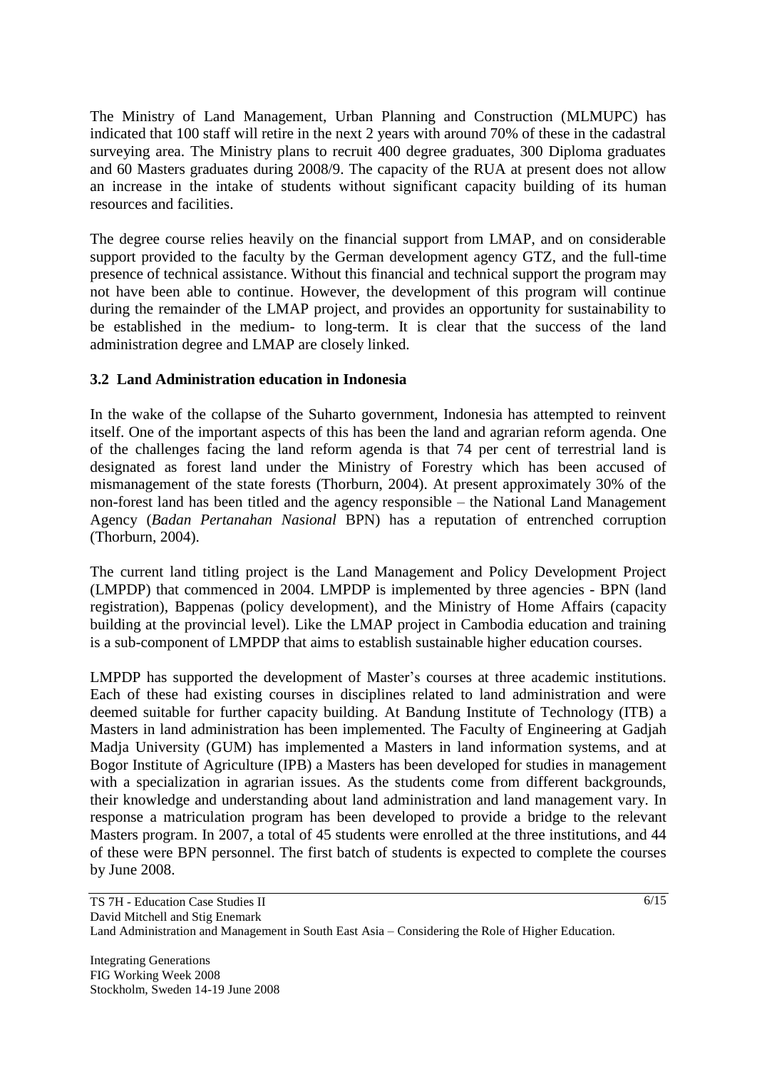The Ministry of Land Management, Urban Planning and Construction (MLMUPC) has indicated that 100 staff will retire in the next 2 years with around 70% of these in the cadastral surveying area. The Ministry plans to recruit 400 degree graduates, 300 Diploma graduates and 60 Masters graduates during 2008/9. The capacity of the RUA at present does not allow an increase in the intake of students without significant capacity building of its human resources and facilities.

The degree course relies heavily on the financial support from LMAP, and on considerable support provided to the faculty by the German development agency GTZ, and the full-time presence of technical assistance. Without this financial and technical support the program may not have been able to continue. However, the development of this program will continue during the remainder of the LMAP project, and provides an opportunity for sustainability to be established in the medium- to long-term. It is clear that the success of the land administration degree and LMAP are closely linked.

### 3.2 Land Administration education in Indonesia

In the wake of the collapse of the Suharto government, Indonesia has attempted to reinvent itself. One of the important aspects of this has been the land and agrarian reform agenda. One of the challenges facing the land reform agenda is that 74 per cent of terrestrial land is designated as forest land under the Ministry of Forestry which has been accused of mismanagement of the state forests (Thorburn, 2004). At present approximately 30% of the non-forest land has been titled and the agency responsible – the National Land Management Agency (*Badan Pertanahan Nasional* BPN) has a reputation of entrenched corruption (Thorburn, 2004).

The current land titling project is the Land Management and Policy Development Project (LMPDP) that commenced in 2004. LMPDP is implemented by three agencies - BPN (land registration), Bappenas (policy development), and the Ministry of Home Affairs (capacity building at the provincial level). Like the LMAP project in Cambodia education and training is a sub-component of LMPDP that aims to establish sustainable higher education courses.

LMPDP has supported the development of Master's courses at three academic institutions. Each of these had existing courses in disciplines related to land administration and were deemed suitable for further capacity building. At Bandung Institute of Technology (ITB) a Masters in land administration has been implemented. The Faculty of Engineering at Gadjah Madja University (GUM) has implemented a Masters in land information systems, and at Bogor Institute of Agriculture (IPB) a Masters has been developed for studies in management with a specialization in agrarian issues. As the students come from different backgrounds, their knowledge and understanding about land administration and land management vary. In response a matriculation program has been developed to provide a bridge to the relevant Masters program. In 2007, a total of 45 students were enrolled at the three institutions, and 44 of these were BPN personnel. The first batch of students is expected to complete the courses by June 2008.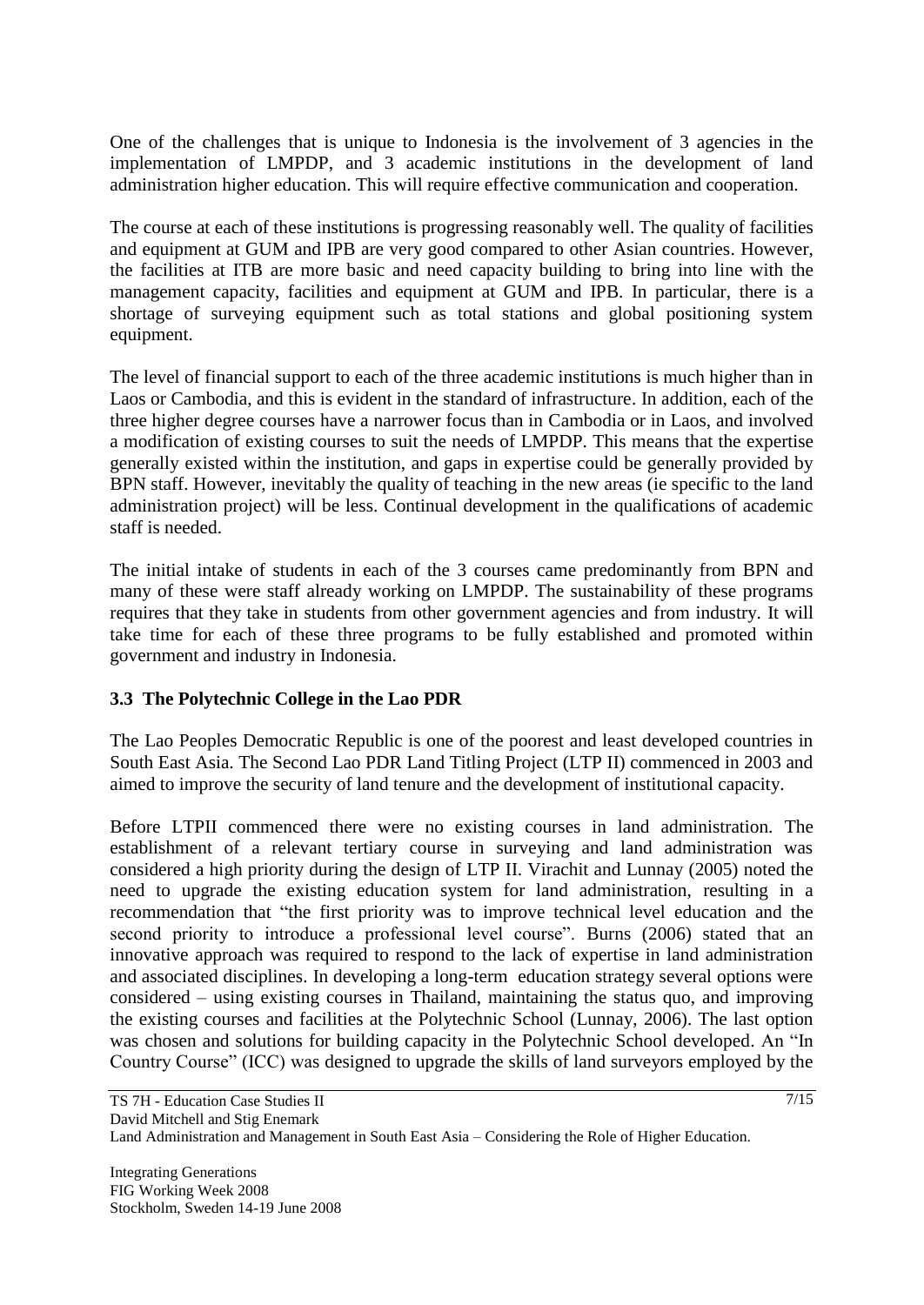One of the challenges that is unique to Indonesia is the involvement of 3 agencies in the implementation of LMPDP, and 3 academic institutions in the development of land administration higher education. This will require effective communication and cooperation.

The course at each of these institutions is progressing reasonably well. The quality of facilities and equipment at GUM and IPB are very good compared to other Asian countries. However, the facilities at ITB are more basic and need capacity building to bring into line with the management capacity, facilities and equipment at GUM and IPB. In particular, there is a shortage of surveying equipment such as total stations and global positioning system equipment.

The level of financial support to each of the three academic institutions is much higher than in Laos or Cambodia, and this is evident in the standard of infrastructure. In addition, each of the three higher degree courses have a narrower focus than in Cambodia or in Laos, and involved a modification of existing courses to suit the needs of LMPDP. This means that the expertise generally existed within the institution, and gaps in expertise could be generally provided by BPN staff. However, inevitably the quality of teaching in the new areas (ie specific to the land administration project) will be less. Continual development in the qualifications of academic staff is needed.

The initial intake of students in each of the 3 courses came predominantly from BPN and many of these were staff already working on LMPDP. The sustainability of these programs requires that they take in students from other government agencies and from industry. It will take time for each of these three programs to be fully established and promoted within government and industry in Indonesia.

### 3.3 The Polytechnic College in the Lao PDR

The Lao Peoples Democratic Republic is one of the poorest and least developed countries in South East Asia. The Second Lao PDR Land Titling Project (LTP II) commenced in 2003 and aimed to improve the security of land tenure and the development of institutional capacity.

Before LTPII commenced there were no existing courses in land administration. The establishment of a relevant tertiary course in surveying and land administration was considered a high priority during the design of LTP II. Virachit and Lunnay (2005) noted the need to upgrade the existing education system for land administration, resulting in a recommendation that "the first priority was to improve technical level education and the second priority to introduce a professional level course". Burns (2006) stated that an innovative approach was required to respond to the lack of expertise in land administration and associated disciplines. In developing a long-term education strategy several options were considered – using existing courses in Thailand, maintaining the status quo, and improving the existing courses and facilities at the Polytechnic School (Lunnay, 2006). The last option was chosen and solutions for building capacity in the Polytechnic School developed. An "In Country Course" (ICC) was designed to upgrade the skills of land surveyors employed by the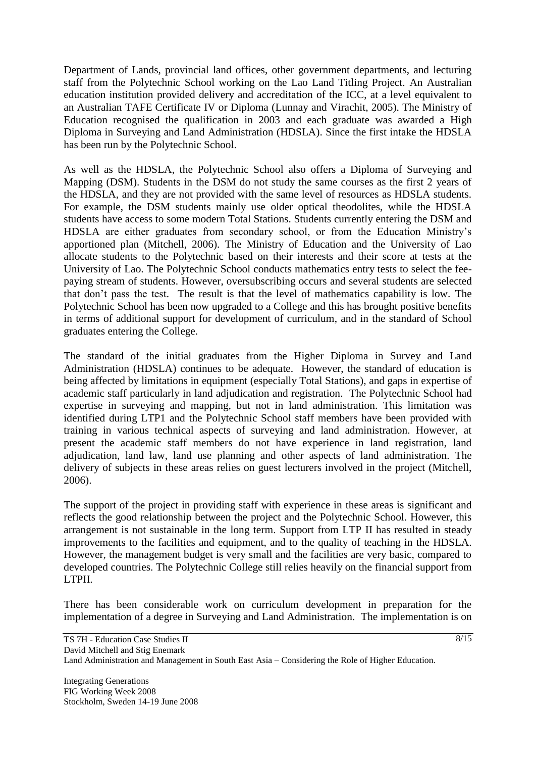Department of Lands, provincial land offices, other government departments, and lecturing staff from the Polytechnic School working on the Lao Land Titling Project. An Australian education institution provided delivery and accreditation of the ICC, at a level equivalent to an Australian TAFE Certificate IV or Diploma (Lunnay and Virachit, 2005). The Ministry of Education recognised the qualification in 2003 and each graduate was awarded a High Diploma in Surveying and Land Administration (HDSLA). Since the first intake the HDSLA has been run by the Polytechnic School.

As well as the HDSLA, the Polytechnic School also offers a Diploma of Surveying and Mapping (DSM). Students in the DSM do not study the same courses as the first 2 years of the HDSLA, and they are not provided with the same level of resources as HDSLA students. For example, the DSM students mainly use older optical theodolites, while the HDSLA students have access to some modern Total Stations. Students currently entering the DSM and HDSLA are either graduates from secondary school, or from the Education Ministry's apportioned plan (Mitchell, 2006). The Ministry of Education and the University of Lao allocate students to the Polytechnic based on their interests and their score at tests at the University of Lao. The Polytechnic School conducts mathematics entry tests to select the fee-paying stream of students. However, oversubscribing occurs and several students are selected that don't pass the test. The result is that the level of mathematics capability is low. The Polytechnic School has been now upgraded to a College and this has brought positive benefits in terms of additional support for development of curriculum, and in the standard of School graduates entering the College.

The standard of the initial graduates from the Higher Diploma in Survey and Land Administration (HDSLA) continues to be adequate. However, the standard of education is being affected by limitations in equipment (especially Total Stations), and gaps in expertise of academic staff particularly in land adjudication and registration. The Polytechnic School had expertise in surveying and mapping, but not in land administration. This limitation was identified during LTP1 and the Polytechnic School staff members have been provided with training in various technical aspects of surveying and land administration. However, at present the academic staff members do not have experience in land registration, land adjudication, land law, land use planning and other aspects of land administration. The delivery of subjects in these areas relies on guest lecturers involved in the project (Mitchell, 2006).

The support of the project in providing staff with experience in these areas is significant and reflects the good relationship between the project and the Polytechnic School. However, this arrangement is not sustainable in the long term. Support from LTP II has resulted in steady improvements to the facilities and equipment, and to the quality of teaching in the HDSLA. However, the management budget is very small and the facilities are very basic, compared to developed countries. The Polytechnic College still relies heavily on the financial support from LTPII.

There has been considerable work on curriculum development in preparation for the implementation of a degree in Surveying and Land Administration. The implementation is on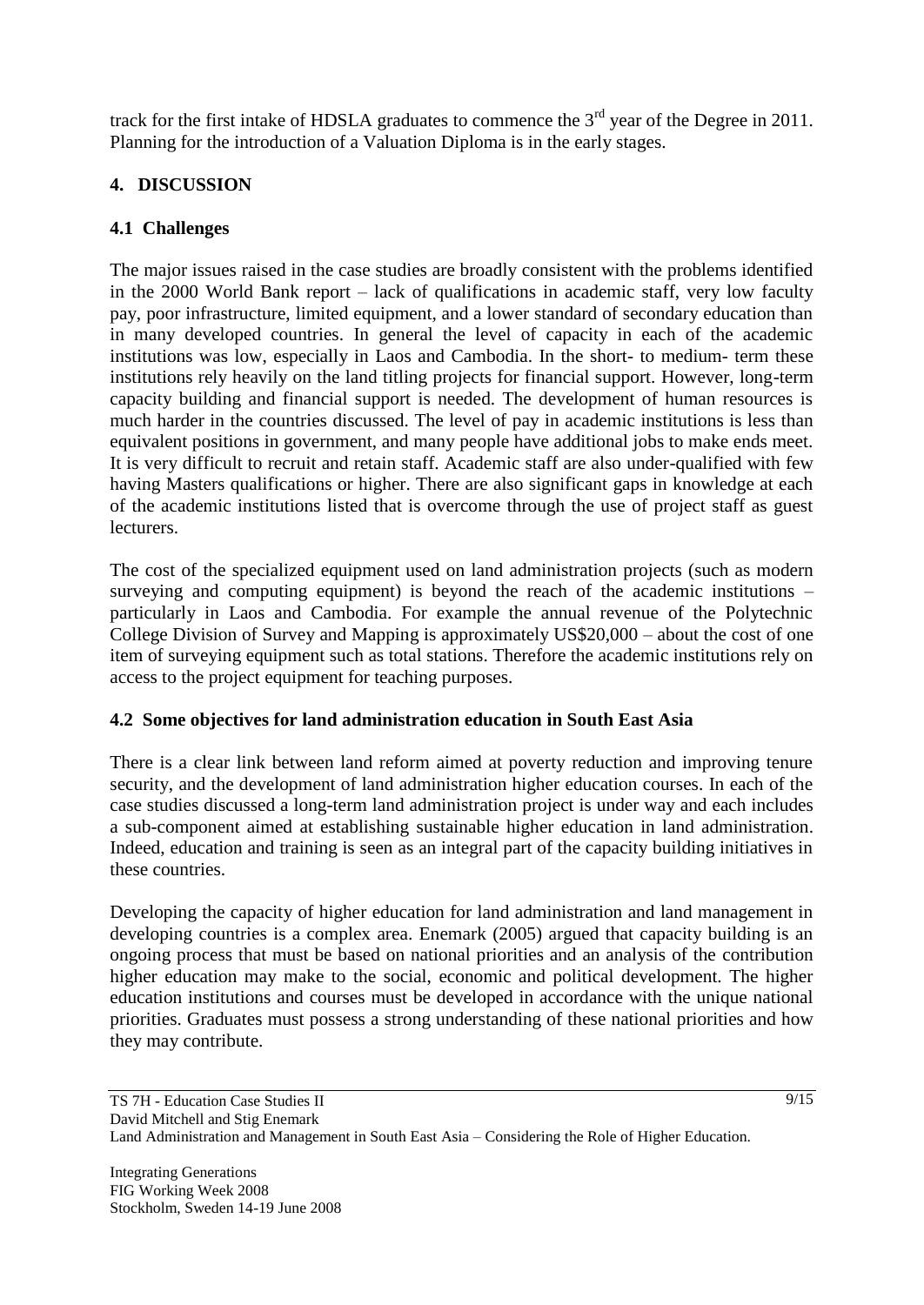track for the first intake of HDSLA graduates to commence the 3rd year of the Degree in 2011. Planning for the introduction of a Valuation Diploma is in the early stages.

## 4. DISCUSSION

### 4.1 Challenges

The major issues raised in the case studies are broadly consistent with the problems identified in the 2000 World Bank report – lack of qualifications in academic staff, very low faculty pay, poor infrastructure, limited equipment, and a lower standard of secondary education than in many developed countries. In general the level of capacity in each of the academic institutions was low, especially in Laos and Cambodia. In the short- to medium- term these institutions rely heavily on the land titling projects for financial support. However, long-term capacity building and financial support is needed. The development of human resources is much harder in the countries discussed. The level of pay in academic institutions is less than equivalent positions in government, and many people have additional jobs to make ends meet. It is very difficult to recruit and retain staff. Academic staff are also under-qualified with few having Masters qualifications or higher. There are also significant gaps in knowledge at each of the academic institutions listed that is overcome through the use of project staff as guest lecturers.

The cost of the specialized equipment used on land administration projects (such as modern surveying and computing equipment) is beyond the reach of the academic institutions – particularly in Laos and Cambodia. For example the annual revenue of the Polytechnic College Division of Survey and Mapping is approximately US$20,000 – about the cost of one item of surveying equipment such as total stations. Therefore the academic institutions rely on access to the project equipment for teaching purposes.

### 4.2 Some objectives for land administration education in South East Asia

There is a clear link between land reform aimed at poverty reduction and improving tenure security, and the development of land administration higher education courses. In each of the case studies discussed a long-term land administration project is under way and each includes a sub-component aimed at establishing sustainable higher education in land administration. Indeed, education and training is seen as an integral part of the capacity building initiatives in these countries.

Developing the capacity of higher education for land administration and land management in developing countries is a complex area. Enemark (2005) argued that capacity building is an ongoing process that must be based on national priorities and an analysis of the contribution higher education may make to the social, economic and political development. The higher education institutions and courses must be developed in accordance with the unique national priorities. Graduates must possess a strong understanding of these national priorities and how they may contribute.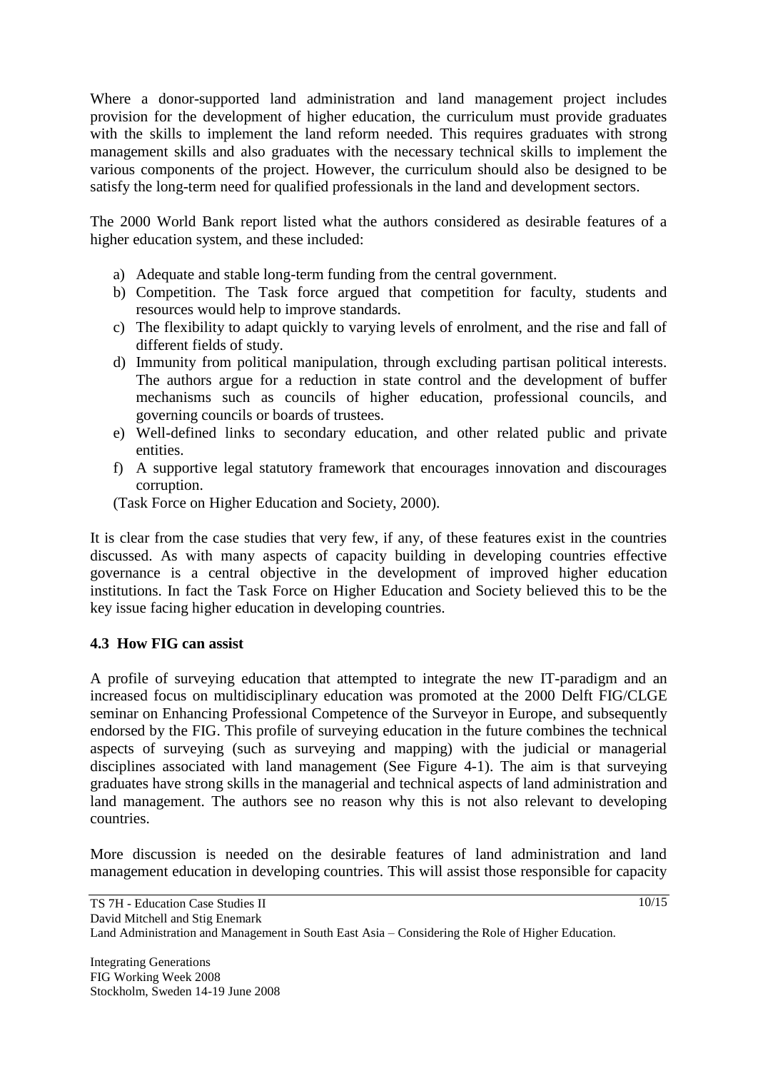Where a donor-supported land administration and land management project includes provision for the development of higher education, the curriculum must provide graduates with the skills to implement the land reform needed. This requires graduates with strong management skills and also graduates with the necessary technical skills to implement the various components of the project. However, the curriculum should also be designed to be satisfy the long-term need for qualified professionals in the land and development sectors.

The 2000 World Bank report listed what the authors considered as desirable features of a higher education system, and these included:

a) Adequate and stable long-term funding from the central government.
b) Competition. The Task force argued that competition for faculty, students and resources would help to improve standards.
c) The flexibility to adapt quickly to varying levels of enrolment, and the rise and fall of different fields of study.
d) Immunity from political manipulation, through excluding partisan political interests. The authors argue for a reduction in state control and the development of buffer mechanisms such as councils of higher education, professional councils, and governing councils or boards of trustees.
e) Well-defined links to secondary education, and other related public and private entities.
f) A supportive legal statutory framework that encourages innovation and discourages corruption.

(Task Force on Higher Education and Society, 2000).

It is clear from the case studies that very few, if any, of these features exist in the countries discussed. As with many aspects of capacity building in developing countries effective governance is a central objective in the development of improved higher education institutions. In fact the Task Force on Higher Education and Society believed this to be the key issue facing higher education in developing countries.

### 4.3 How FIG can assist

A profile of surveying education that attempted to integrate the new IT-paradigm and an increased focus on multidisciplinary education was promoted at the 2000 Delft FIG/CLGE seminar on Enhancing Professional Competence of the Surveyor in Europe, and subsequently endorsed by the FIG. This profile of surveying education in the future combines the technical aspects of surveying (such as surveying and mapping) with the judicial or managerial disciplines associated with land management (See Figure 4-1). The aim is that surveying graduates have strong skills in the managerial and technical aspects of land administration and land management. The authors see no reason why this is not also relevant to developing countries.

More discussion is needed on the desirable features of land administration and land management education in developing countries. This will assist those responsible for capacity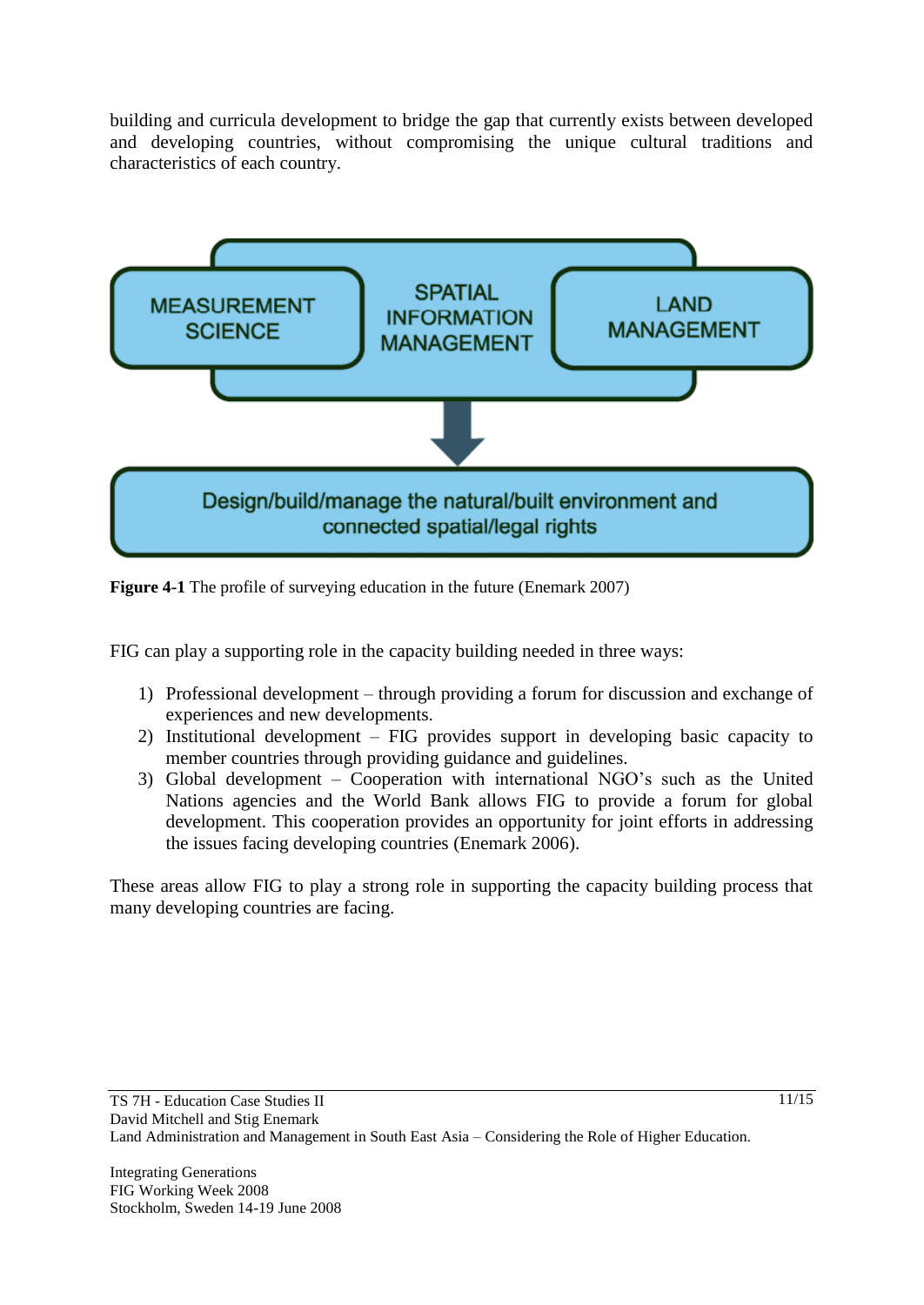building and curricula development to bridge the gap that currently exists between developed and developing countries, without compromising the unique cultural traditions and characteristics of each country.

MEASUREMENT SCIENCE

SPATIAL INFORMATION MANAGEMENT

LAND MANAGEMENT

Design/build/manage the natural/built environment and connected spatial/legal rights

**Figure 4-1** The profile of surveying education in the future (Enemark 2007)

FIG can play a supporting role in the capacity building needed in three ways:

1) Professional development – through providing a forum for discussion and exchange of experiences and new developments.
2) Institutional development – FIG provides support in developing basic capacity to member countries through providing guidance and guidelines.
3) Global development – Cooperation with international NGO's such as the United Nations agencies and the World Bank allows FIG to provide a forum for global development. This cooperation provides an opportunity for joint efforts in addressing the issues facing developing countries (Enemark 2006).

These areas allow FIG to play a strong role in supporting the capacity building process that many developing countries are facing.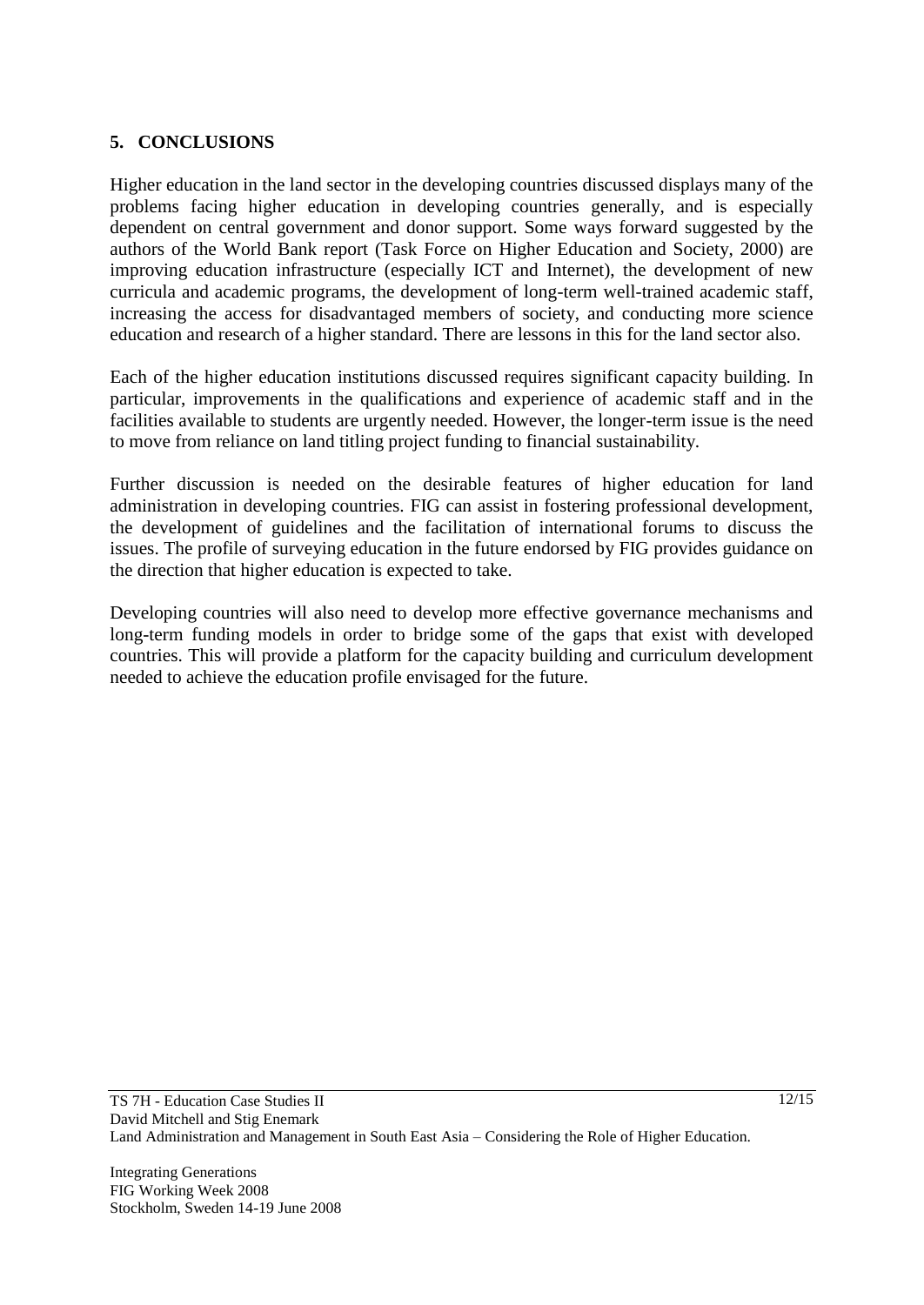## 5. CONCLUSIONS

Higher education in the land sector in the developing countries discussed displays many of the problems facing higher education in developing countries generally, and is especially dependent on central government and donor support. Some ways forward suggested by the authors of the World Bank report (Task Force on Higher Education and Society, 2000) are improving education infrastructure (especially ICT and Internet), the development of new curricula and academic programs, the development of long-term well-trained academic staff, increasing the access for disadvantaged members of society, and conducting more science education and research of a higher standard. There are lessons in this for the land sector also.

Each of the higher education institutions discussed requires significant capacity building. In particular, improvements in the qualifications and experience of academic staff and in the facilities available to students are urgently needed. However, the longer-term issue is the need to move from reliance on land titling project funding to financial sustainability.

Further discussion is needed on the desirable features of higher education for land administration in developing countries. FIG can assist in fostering professional development, the development of guidelines and the facilitation of international forums to discuss the issues. The profile of surveying education in the future endorsed by FIG provides guidance on the direction that higher education is expected to take.

Developing countries will also need to develop more effective governance mechanisms and long-term funding models in order to bridge some of the gaps that exist with developed countries. This will provide a platform for the capacity building and curriculum development needed to achieve the education profile envisaged for the future.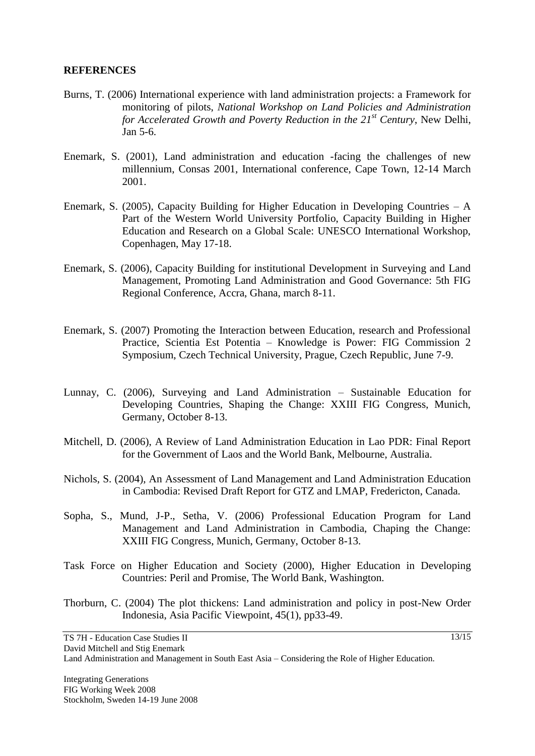## REFERENCES

Burns, T. (2006) International experience with land administration projects: a Framework for monitoring of pilots, *National Workshop on Land Policies and Administration for Accelerated Growth and Poverty Reduction in the 21st Century*, New Delhi, Jan 5-6.

Enemark, S. (2001), Land administration and education -facing the challenges of new millennium, Consas 2001, International conference, Cape Town, 12-14 March 2001.

Enemark, S. (2005), Capacity Building for Higher Education in Developing Countries – A Part of the Western World University Portfolio, Capacity Building in Higher Education and Research on a Global Scale: UNESCO International Workshop, Copenhagen, May 17-18.

Enemark, S. (2006), Capacity Building for institutional Development in Surveying and Land Management, Promoting Land Administration and Good Governance: 5th FIG Regional Conference, Accra, Ghana, march 8-11.

Enemark, S. (2007) Promoting the Interaction between Education, research and Professional Practice, Scientia Est Potentia – Knowledge is Power: FIG Commission 2 Symposium, Czech Technical University, Prague, Czech Republic, June 7-9.

Lunnay, C. (2006), Surveying and Land Administration – Sustainable Education for Developing Countries, Shaping the Change: XXIII FIG Congress, Munich, Germany, October 8-13.

Mitchell, D. (2006), A Review of Land Administration Education in Lao PDR: Final Report for the Government of Laos and the World Bank, Melbourne, Australia.

Nichols, S. (2004), An Assessment of Land Management and Land Administration Education in Cambodia: Revised Draft Report for GTZ and LMAP, Fredericton, Canada.

Sopha, S., Mund, J-P., Setha, V. (2006) Professional Education Program for Land Management and Land Administration in Cambodia, Chaping the Change: XXIII FIG Congress, Munich, Germany, October 8-13.

Task Force on Higher Education and Society (2000), Higher Education in Developing Countries: Peril and Promise, The World Bank, Washington.

Thorburn, C. (2004) The plot thickens: Land administration and policy in post-New Order Indonesia, Asia Pacific Viewpoint, 45(1), pp33-49.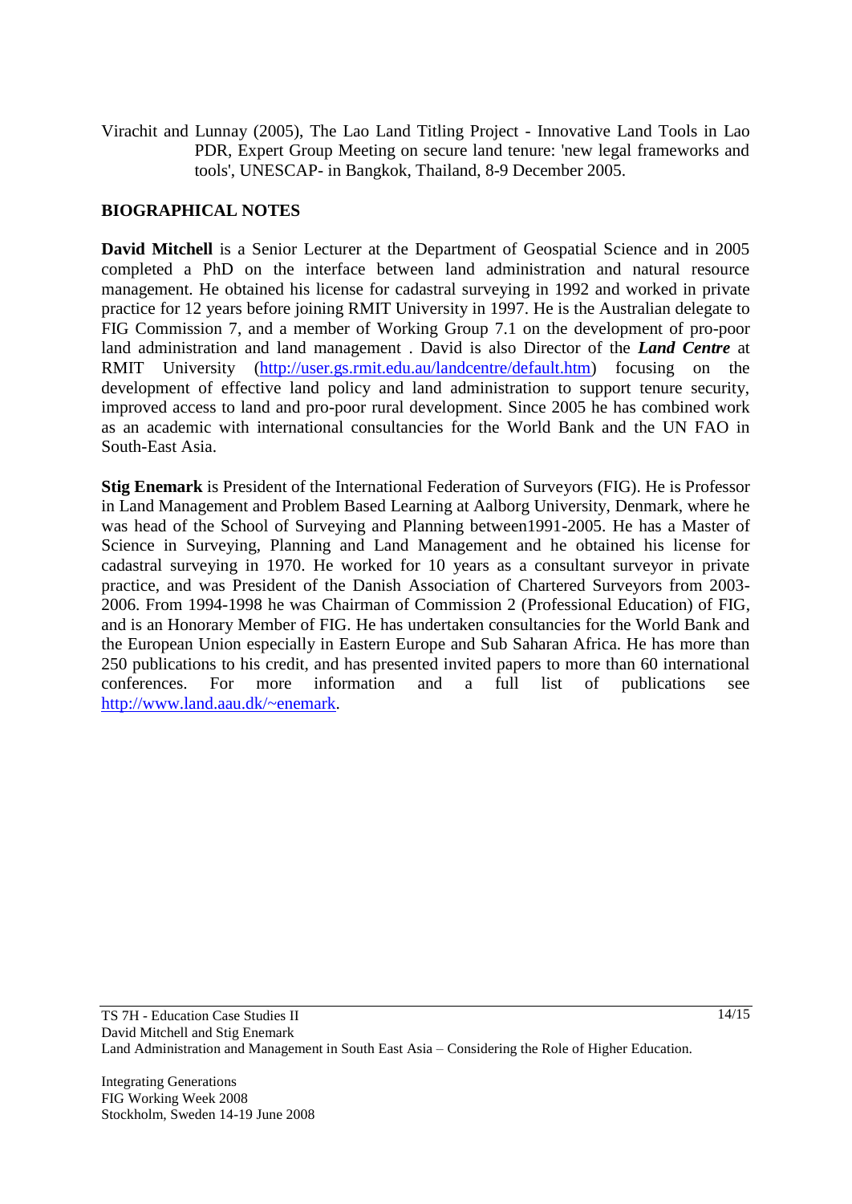Virachit and Lunnay (2005), The Lao Land Titling Project - Innovative Land Tools in Lao PDR, Expert Group Meeting on secure land tenure: 'new legal frameworks and tools', UNESCAP- in Bangkok, Thailand, 8-9 December 2005.

## BIOGRAPHICAL NOTES

**David Mitchell** is a Senior Lecturer at the Department of Geospatial Science and in 2005 completed a PhD on the interface between land administration and natural resource management. He obtained his license for cadastral surveying in 1992 and worked in private practice for 12 years before joining RMIT University in 1997. He is the Australian delegate to FIG Commission 7, and a member of Working Group 7.1 on the development of pro-poor land administration and land management . David is also Director of the ***Land Centre*** at RMIT University (http://user.gs.rmit.edu.au/landcentre/default.htm) focusing on the development of effective land policy and land administration to support tenure security, improved access to land and pro-poor rural development. Since 2005 he has combined work as an academic with international consultancies for the World Bank and the UN FAO in South-East Asia.

**Stig Enemark** is President of the International Federation of Surveyors (FIG). He is Professor in Land Management and Problem Based Learning at Aalborg University, Denmark, where he was head of the School of Surveying and Planning between1991-2005. He has a Master of Science in Surveying, Planning and Land Management and he obtained his license for cadastral surveying in 1970. He worked for 10 years as a consultant surveyor in private practice, and was President of the Danish Association of Chartered Surveyors from 2003-2006. From 1994-1998 he was Chairman of Commission 2 (Professional Education) of FIG, and is an Honorary Member of FIG. He has undertaken consultancies for the World Bank and the European Union especially in Eastern Europe and Sub Saharan Africa. He has more than 250 publications to his credit, and has presented invited papers to more than 60 international conferences. For more information and a full list of publications see http://www.land.aau.dk/~enemark.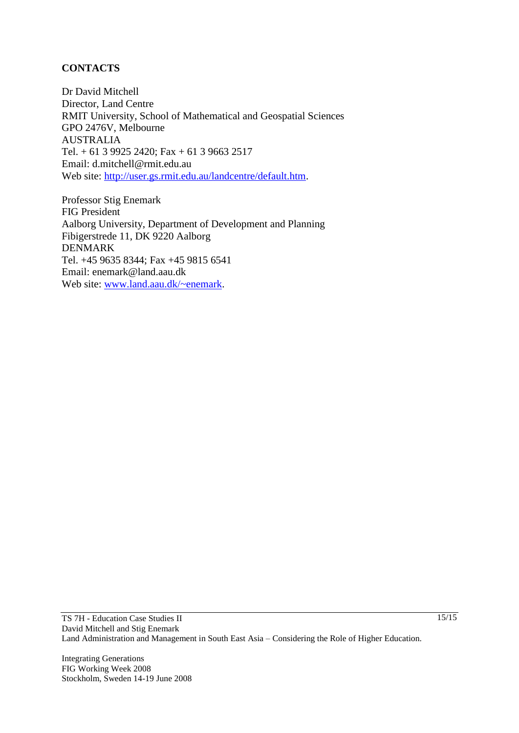## CONTACTS

Dr David Mitchell  
Director, Land Centre  
RMIT University, School of Mathematical and Geospatial Sciences  
GPO 2476V, Melbourne  
AUSTRALIA  
Tel. + 61 3 9925 2420; Fax + 61 3 9663 2517  
Email: d.mitchell@rmit.edu.au  
Web site: http://user.gs.rmit.edu.au/landcentre/default.htm.

Professor Stig Enemark  
FIG President  
Aalborg University, Department of Development and Planning  
Fibigerstrede 11, DK 9220 Aalborg  
DENMARK  
Tel. +45 9635 8344; Fax +45 9815 6541  
Email: enemark@land.aau.dk  
Web site: www.land.aau.dk/~enemark.